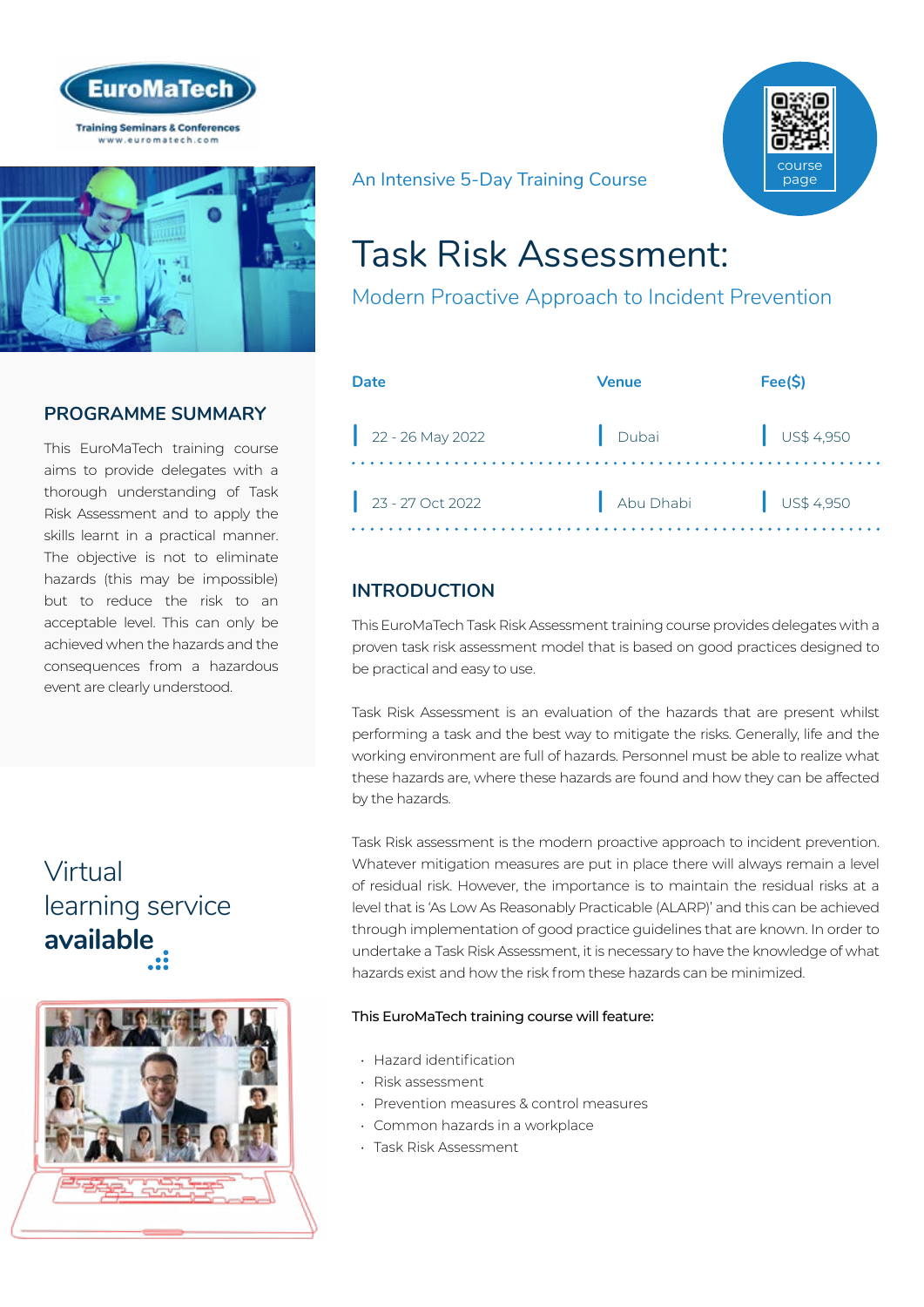EuroMaTech

Training Seminars & Conferences
www.euromatech.com

An Intensive 5-Day Training Course

course page

# Task Risk Assessment:

## Modern Proactive Approach to Incident Prevention

| Date | Venue | Fee($) |
|---|---|---|
| 22 - 26 May 2022 | Dubai | US$ 4,950 |
| 23 - 27 Oct 2022 | Abu Dhabi | US$ 4,950 |

## PROGRAMME SUMMARY

This EuroMaTech training course aims to provide delegates with a thorough understanding of Task Risk Assessment and to apply the skills learnt in a practical manner. The objective is not to eliminate hazards (this may be impossible) but to reduce the risk to an acceptable level. This can only be achieved when the hazards and the consequences from a hazardous event are clearly understood.

Virtual learning service **available**

## INTRODUCTION

This EuroMaTech Task Risk Assessment training course provides delegates with a proven task risk assessment model that is based on good practices designed to be practical and easy to use.

Task Risk Assessment is an evaluation of the hazards that are present whilst performing a task and the best way to mitigate the risks. Generally, life and the working environment are full of hazards. Personnel must be able to realize what these hazards are, where these hazards are found and how they can be affected by the hazards.

Task Risk assessment is the modern proactive approach to incident prevention. Whatever mitigation measures are put in place there will always remain a level of residual risk. However, the importance is to maintain the residual risks at a level that is 'As Low As Reasonably Practicable (ALARP)' and this can be achieved through implementation of good practice guidelines that are known. In order to undertake a Task Risk Assessment, it is necessary to have the knowledge of what hazards exist and how the risk from these hazards can be minimized.

This EuroMaTech training course will feature:

- Hazard identification
- Risk assessment
- Prevention measures & control measures
- Common hazards in a workplace
- Task Risk Assessment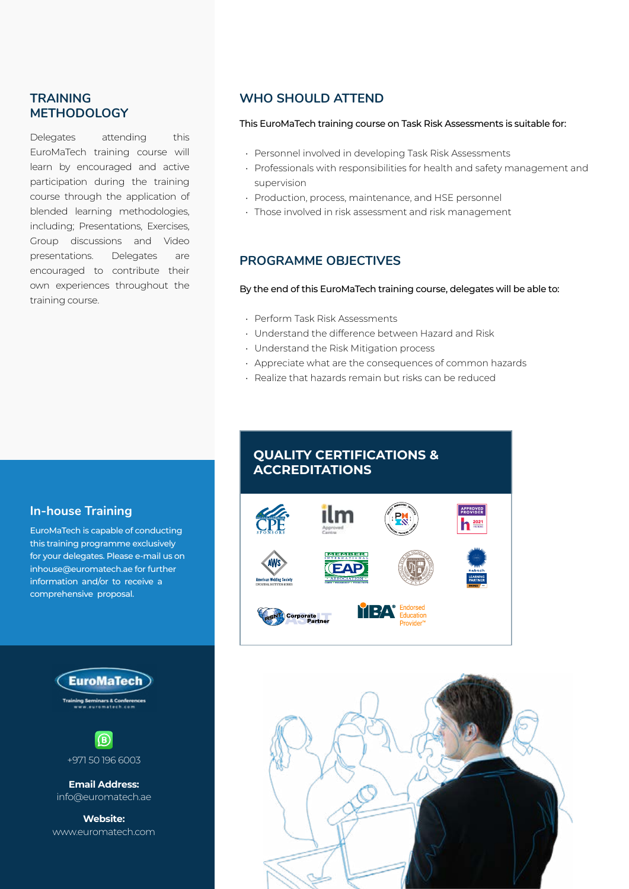## TRAINING METHODOLOGY

Delegates attending this EuroMaTech training course will learn by encouraged and active participation during the training course through the application of blended learning methodologies, including; Presentations, Exercises, Group discussions and Video presentations. Delegates are encouraged to contribute their own experiences throughout the training course.

## WHO SHOULD ATTEND

This EuroMaTech training course on Task Risk Assessments is suitable for:

- Personnel involved in developing Task Risk Assessments
- Professionals with responsibilities for health and safety management and supervision
- Production, process, maintenance, and HSE personnel
- Those involved in risk assessment and risk management

## PROGRAMME OBJECTIVES

By the end of this EuroMaTech training course, delegates will be able to:

- Perform Task Risk Assessments
- Understand the difference between Hazard and Risk
- Understand the Risk Mitigation process
- Appreciate what are the consequences of common hazards
- Realize that hazards remain but risks can be reduced

## In-house Training

EuroMaTech is capable of conducting this training programme exclusively for your delegates. Please e-mail us on inhouse@euromatech.ae for further information and/or to receive a comprehensive proposal.

## QUALITY CERTIFICATIONS & ACCREDITATIONS

EuroMaTech
Training Seminars & Conferences
www.euromatech.com

+971 50 196 6003

**Email Address:**
info@euromatech.ae

**Website:**
www.euromatech.com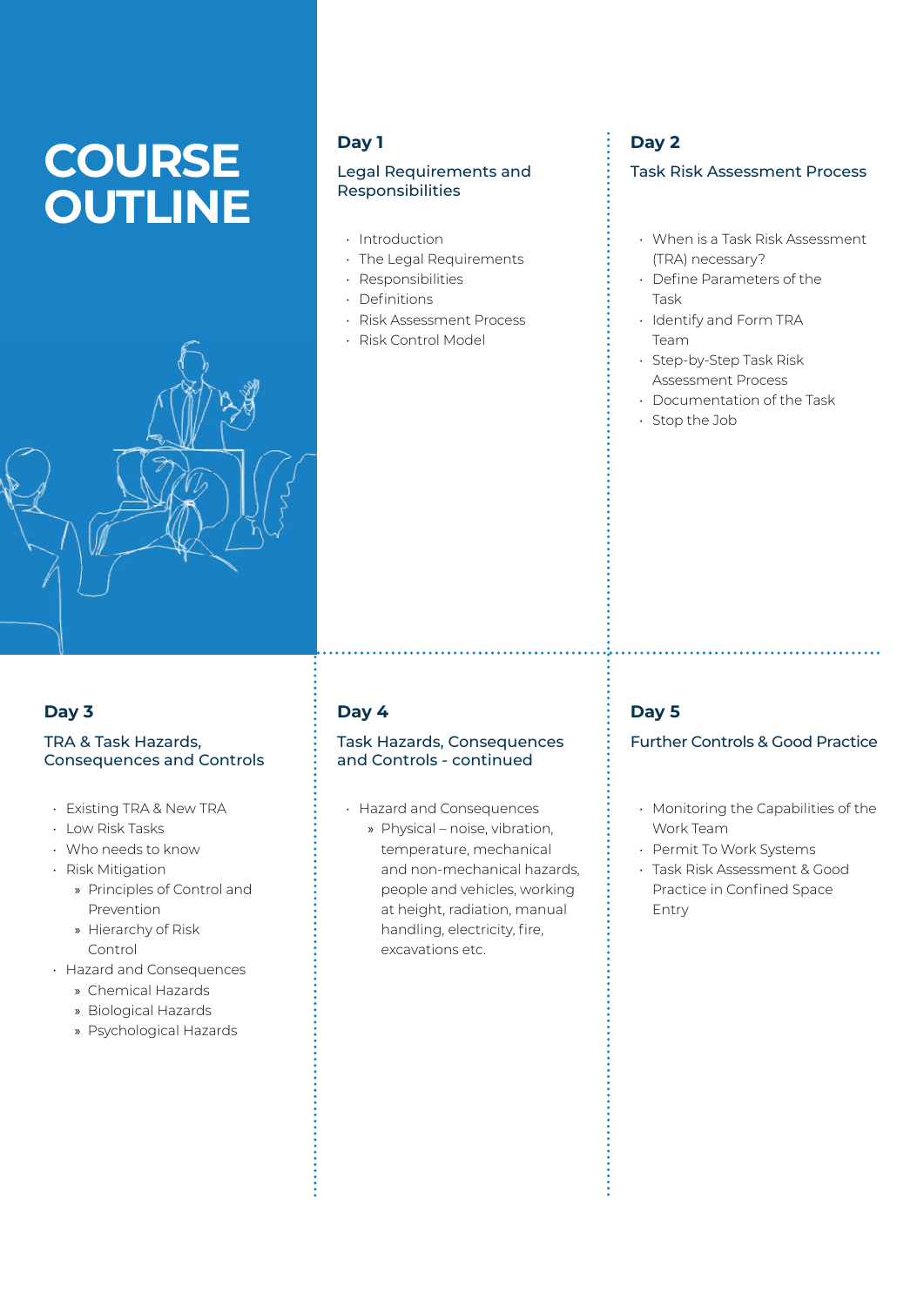# COURSE OUTLINE

## Day 1

### Legal Requirements and Responsibilities

- Introduction
- The Legal Requirements
- Responsibilities
- Definitions
- Risk Assessment Process
- Risk Control Model

## Day 2

### Task Risk Assessment Process

- When is a Task Risk Assessment (TRA) necessary?
- Define Parameters of the Task
- Identify and Form TRA Team
- Step-by-Step Task Risk Assessment Process
- Documentation of the Task
- Stop the Job

## Day 3

### TRA & Task Hazards, Consequences and Controls

- Existing TRA & New TRA
- Low Risk Tasks
- Who needs to know
- Risk Mitigation
  - Principles of Control and Prevention
  - Hierarchy of Risk Control
- Hazard and Consequences
  - Chemical Hazards
  - Biological Hazards
  - Psychological Hazards

## Day 4

### Task Hazards, Consequences and Controls - continued

- Hazard and Consequences
  - Physical – noise, vibration, temperature, mechanical and non-mechanical hazards, people and vehicles, working at height, radiation, manual handling, electricity, fire, excavations etc.

## Day 5

### Further Controls & Good Practice

- Monitoring the Capabilities of the Work Team
- Permit To Work Systems
- Task Risk Assessment & Good Practice in Confined Space Entry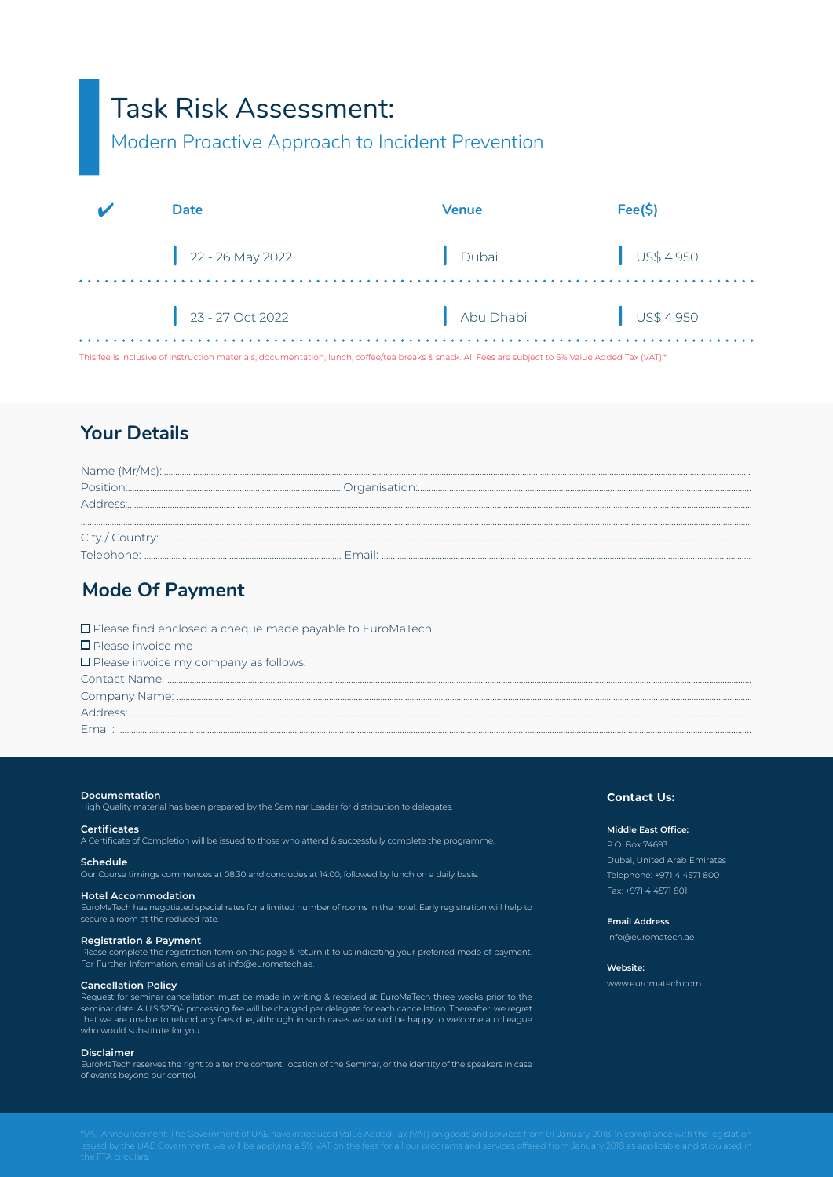# Task Risk Assessment:

## Modern Proactive Approach to Incident Prevention

| ✔ | Date | Venue | Fee($) |
|---|---|---|---|
| | 22 - 26 May 2022 | Dubai | US$ 4,950 |
| | 23 - 27 Oct 2022 | Abu Dhabi | US$ 4,950 |

This fee is inclusive of instruction materials, documentation, lunch, coffee/tea breaks & snack. All Fees are subject to 5% Value Added Tax (VAT).*

## Your Details

Name (Mr/Ms):......................................................................

Position:........................................ Organisation:........................................

Address:......................................................................

......................................................................

City / Country: ......................................................................

Telephone: ........................................ Email: ........................................

## Mode Of Payment

☐ Please find enclosed a cheque made payable to EuroMaTech

☐ Please invoice me

☐ Please invoice my company as follows:

Contact Name: ......................................................................

Company Name: ......................................................................

Address:......................................................................

Email: ......................................................................

**Documentation**
High Quality material has been prepared by the Seminar Leader for distribution to delegates.

**Certificates**
A Certificate of Completion will be issued to those who attend & successfully complete the programme.

**Schedule**
Our Course timings commences at 08:30 and concludes at 14:00, followed by lunch on a daily basis.

**Hotel Accommodation**
EuroMaTech has negotiated special rates for a limited number of rooms in the hotel. Early registration will help to secure a room at the reduced rate.

**Registration & Payment**
Please complete the registration form on this page & return it to us indicating your preferred mode of payment. For Further Information, email us at info@euromatech.ae.

**Cancellation Policy**
Request for seminar cancellation must be made in writing & received at EuroMaTech three weeks prior to the seminar date. A U.S $250/- processing fee will be charged per delegate for each cancellation. Thereafter, we regret that we are unable to refund any fees due, although in such cases we would be happy to welcome a colleague who would substitute for you.

**Disclaimer**
EuroMaTech reserves the right to alter the content, location of the Seminar, or the identity of the speakers in case of events beyond our control.

**Contact Us:**

**Middle East Office:**
P.O. Box 74693
Dubai, United Arab Emirates
Telephone: +971 4 4571 800
Fax: +971 4 4571 801

**Email Address**
info@euromatech.ae

**Website:**
www.euromatech.com

*VAT Announcement: The Government of UAE have introduced Value Added Tax (VAT) on goods and services from 01-January-2018. In compliance with the legislation issued by the UAE Government, we will be applying a 5% VAT on the fees for all our programs and services offered from January 2018 as applicable and stipulated in the FTA circulars.